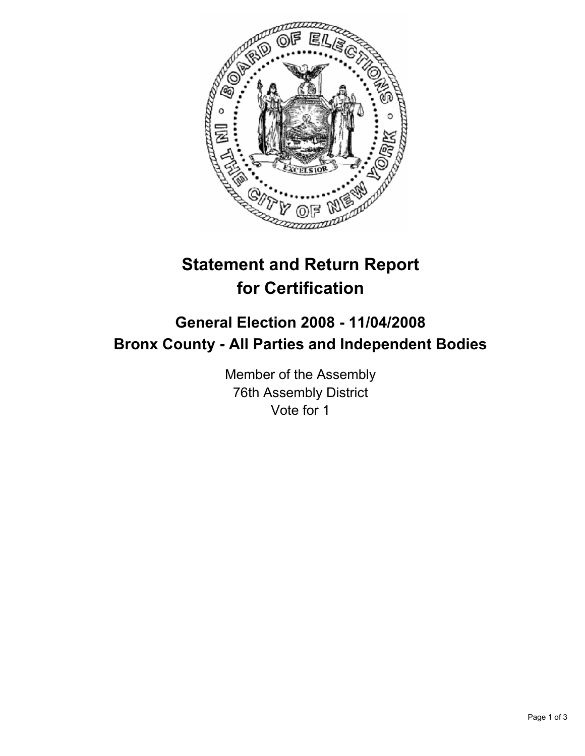# Statement and Return Report for Certification

## General Election 2008 - 11/04/2008
## Bronx County - All Parties and Independent Bodies

Member of the Assembly
76th Assembly District
Vote for 1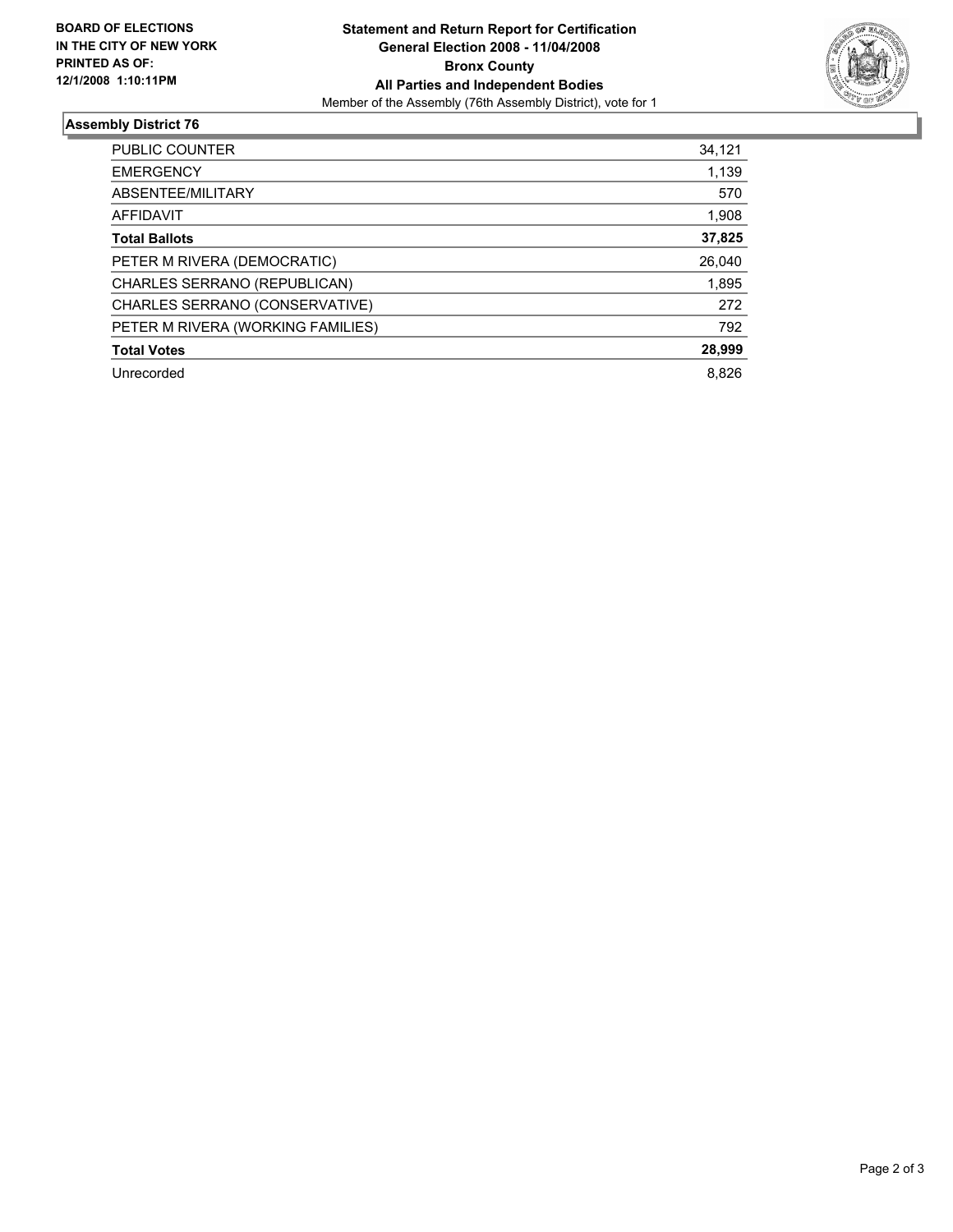**BOARD OF ELECTIONS IN THE CITY OF NEW YORK PRINTED AS OF: 12/1/2008 1:10:11PM**

# Statement and Return Report for Certification
## General Election 2008 - 11/04/2008
## Bronx County
## All Parties and Independent Bodies

Member of the Assembly (76th Assembly District), vote for 1

### Assembly District 76

| | |
|---|---|
| PUBLIC COUNTER | 34,121 |
| EMERGENCY | 1,139 |
| ABSENTEE/MILITARY | 570 |
| AFFIDAVIT | 1,908 |
| **Total Ballots** | **37,825** |
| PETER M RIVERA (DEMOCRATIC) | 26,040 |
| CHARLES SERRANO (REPUBLICAN) | 1,895 |
| CHARLES SERRANO (CONSERVATIVE) | 272 |
| PETER M RIVERA (WORKING FAMILIES) | 792 |
| **Total Votes** | **28,999** |
| Unrecorded | 8,826 |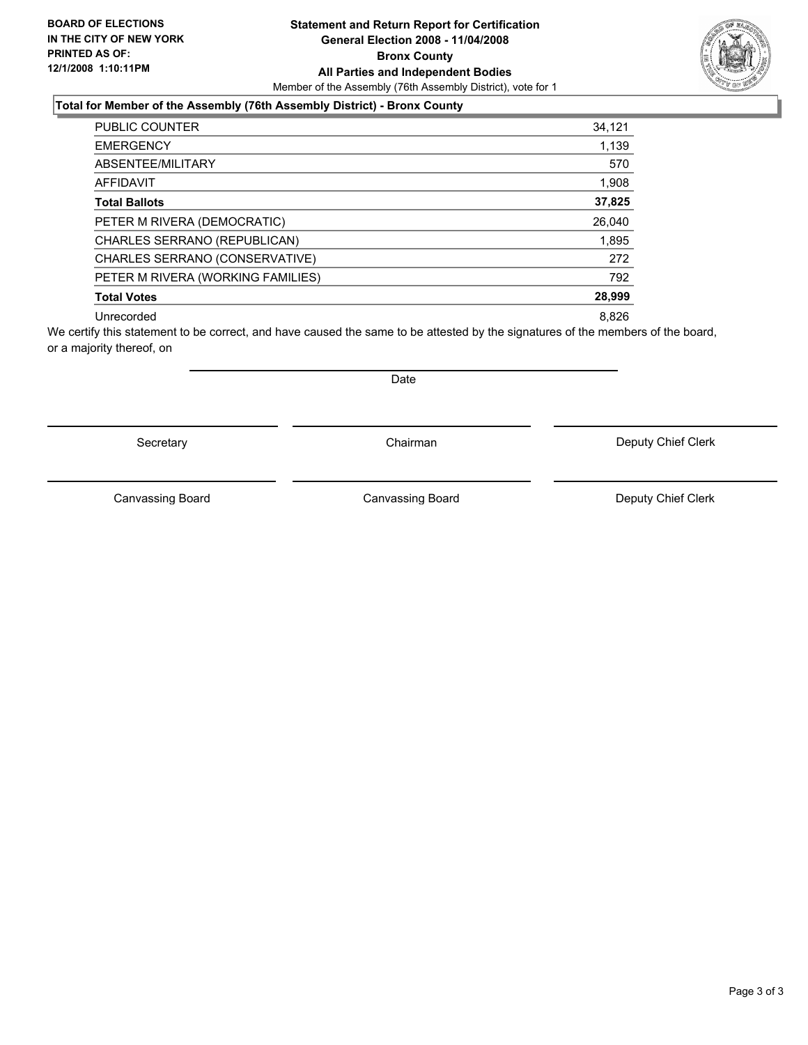**BOARD OF ELECTIONS IN THE CITY OF NEW YORK PRINTED AS OF: 12/1/2008 1:10:11PM**

**Statement and Return Report for Certification**
**General Election 2008 - 11/04/2008**
**Bronx County**
**All Parties and Independent Bodies**
Member of the Assembly (76th Assembly District), vote for 1

**Total for Member of the Assembly (76th Assembly District) - Bronx County**

| | |
|---|---|
| PUBLIC COUNTER | 34,121 |
| EMERGENCY | 1,139 |
| ABSENTEE/MILITARY | 570 |
| AFFIDAVIT | 1,908 |
| **Total Ballots** | **37,825** |
| PETER M RIVERA (DEMOCRATIC) | 26,040 |
| CHARLES SERRANO (REPUBLICAN) | 1,895 |
| CHARLES SERRANO (CONSERVATIVE) | 272 |
| PETER M RIVERA (WORKING FAMILIES) | 792 |
| **Total Votes** | **28,999** |
| Unrecorded | 8,826 |

We certify this statement to be correct, and have caused the same to be attested by the signatures of the members of the board, or a majority thereof, on

Date

Secretary | Chairman | Deputy Chief Clerk

Canvassing Board | Canvassing Board | Deputy Chief Clerk